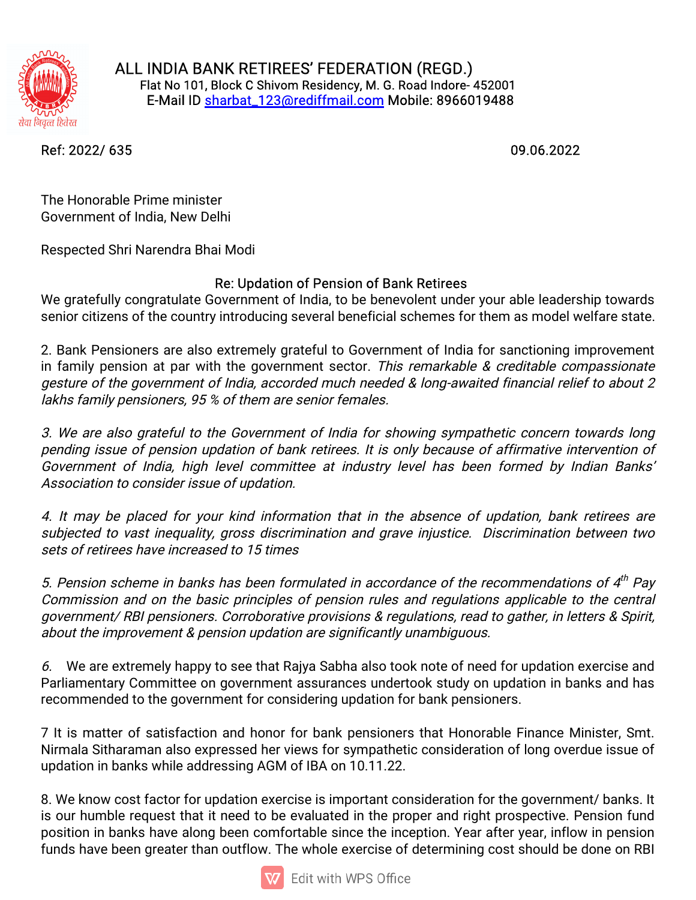# ALL INDIA BANK RETIREES' FEDERATION (REGD.)

Flat No 101, Block C Shivom Residency, M. G. Road Indore- 452001
E-Mail ID sharbat_123@rediffmail.com Mobile: 8966019488

Ref: 2022/ 635 09.06.2022

The Honorable Prime minister
Government of India, New Delhi

Respected Shri Narendra Bhai Modi

**Re: Updation of Pension of Bank Retirees**

We gratefully congratulate Government of India, to be benevolent under your able leadership towards senior citizens of the country introducing several beneficial schemes for them as model welfare state.

2. Bank Pensioners are also extremely grateful to Government of India for sanctioning improvement in family pension at par with the government sector. *This remarkable & creditable compassionate gesture of the government of India, accorded much needed & long-awaited financial relief to about 2 lakhs family pensioners, 95 % of them are senior females.*

*3. We are also grateful to the Government of India for showing sympathetic concern towards long pending issue of pension updation of bank retirees. It is only because of affirmative intervention of Government of India, high level committee at industry level has been formed by Indian Banks' Association to consider issue of updation.*

*4. It may be placed for your kind information that in the absence of updation, bank retirees are subjected to vast inequality, gross discrimination and grave injustice. Discrimination between two sets of retirees have increased to 15 times*

*5. Pension scheme in banks has been formulated in accordance of the recommendations of 4th Pay Commission and on the basic principles of pension rules and regulations applicable to the central government/ RBI pensioners. Corroborative provisions & regulations, read to gather, in letters & Spirit, about the improvement & pension updation are significantly unambiguous.*

*6.* We are extremely happy to see that Rajya Sabha also took note of need for updation exercise and Parliamentary Committee on government assurances undertook study on updation in banks and has recommended to the government for considering updation for bank pensioners.

7 It is matter of satisfaction and honor for bank pensioners that Honorable Finance Minister, Smt. Nirmala Sitharaman also expressed her views for sympathetic consideration of long overdue issue of updation in banks while addressing AGM of IBA on 10.11.22.

8. We know cost factor for updation exercise is important consideration for the government/ banks. It is our humble request that it need to be evaluated in the proper and right prospective. Pension fund position in banks have along been comfortable since the inception. Year after year, inflow in pension funds have been greater than outflow. The whole exercise of determining cost should be done on RBI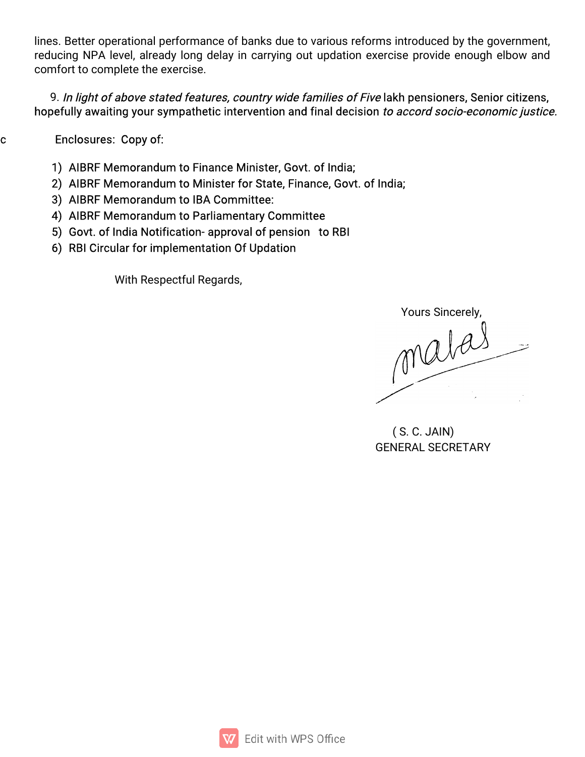lines. Better operational performance of banks due to various reforms introduced by the government, reducing NPA level, already long delay in carrying out updation exercise provide enough elbow and comfort to complete the exercise.

9. *In light of above stated features, country wide families of Five* lakh pensioners, Senior citizens, hopefully awaiting your sympathetic intervention and final decision *to accord socio-economic justice*.

c Enclosures: Copy of:

1) AIBRF Memorandum to Finance Minister, Govt. of India;
2) AIBRF Memorandum to Minister for State, Finance, Govt. of India;
3) AIBRF Memorandum to IBA Committee:
4) AIBRF Memorandum to Parliamentary Committee
5) Govt. of India Notification- approval of pension to RBI
6) RBI Circular for implementation Of Updation

With Respectful Regards,

Yours Sincerely,

( S. C. JAIN)
GENERAL SECRETARY